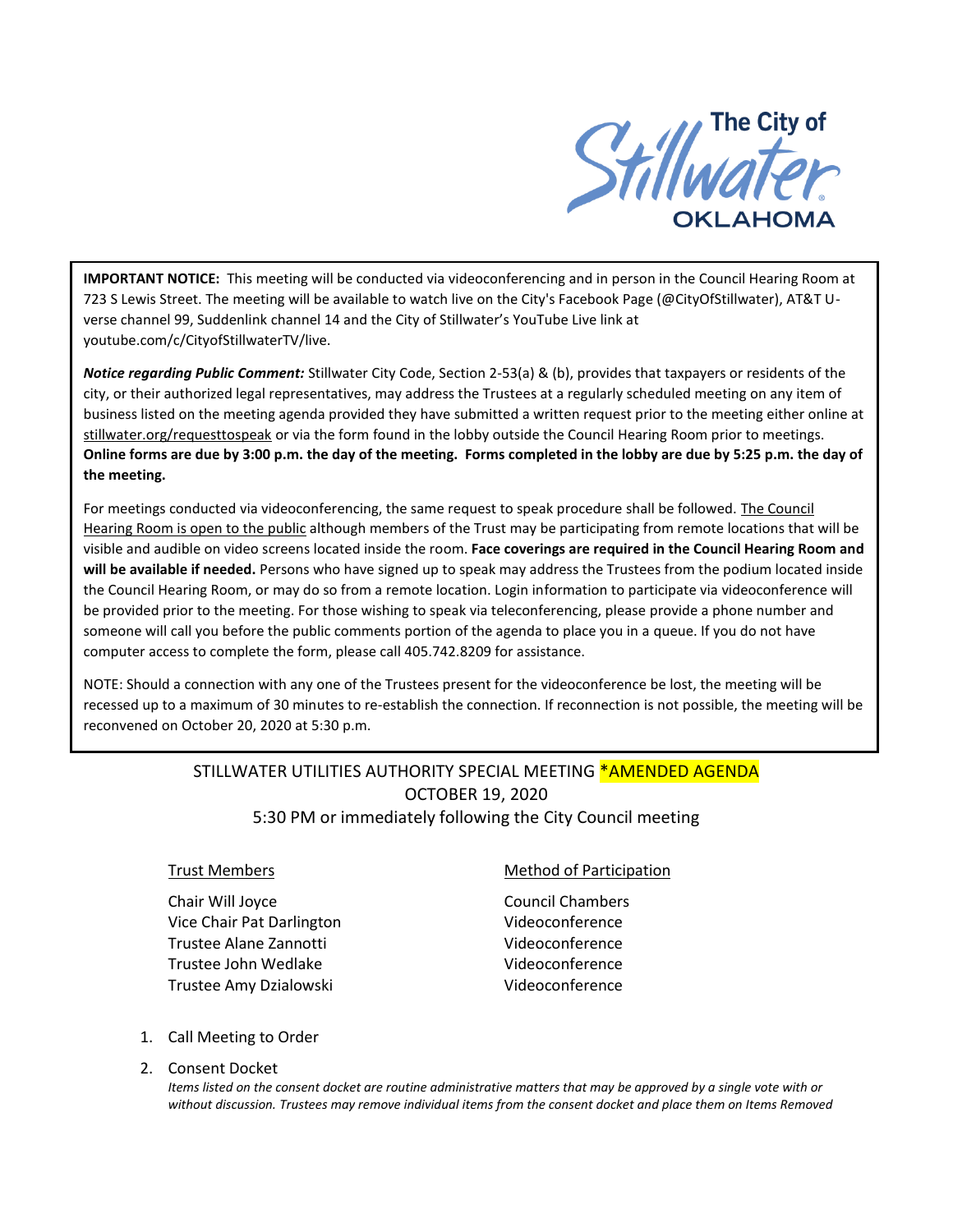The City of Stillwater OKLAHOMA

**IMPORTANT NOTICE:** This meeting will be conducted via videoconferencing and in person in the Council Hearing Room at 723 S Lewis Street. The meeting will be available to watch live on the City's Facebook Page (@CityOfStillwater), AT&T U-verse channel 99, Suddenlink channel 14 and the City of Stillwater's YouTube Live link at youtube.com/c/CityofStillwaterTV/live.

***Notice regarding Public Comment:*** Stillwater City Code, Section 2-53(a) & (b), provides that taxpayers or residents of the city, or their authorized legal representatives, may address the Trustees at a regularly scheduled meeting on any item of business listed on the meeting agenda provided they have submitted a written request prior to the meeting either online at stillwater.org/requesttospeak or via the form found in the lobby outside the Council Hearing Room prior to meetings. **Online forms are due by 3:00 p.m. the day of the meeting. Forms completed in the lobby are due by 5:25 p.m. the day of the meeting.**

For meetings conducted via videoconferencing, the same request to speak procedure shall be followed. The Council Hearing Room is open to the public although members of the Trust may be participating from remote locations that will be visible and audible on video screens located inside the room. **Face coverings are required in the Council Hearing Room and will be available if needed.** Persons who have signed up to speak may address the Trustees from the podium located inside the Council Hearing Room, or may do so from a remote location. Login information to participate via videoconference will be provided prior to the meeting. For those wishing to speak via teleconferencing, please provide a phone number and someone will call you before the public comments portion of the agenda to place you in a queue. If you do not have computer access to complete the form, please call 405.742.8209 for assistance.

NOTE: Should a connection with any one of the Trustees present for the videoconference be lost, the meeting will be recessed up to a maximum of 30 minutes to re-establish the connection. If reconnection is not possible, the meeting will be reconvened on October 20, 2020 at 5:30 p.m.

## STILLWATER UTILITIES AUTHORITY SPECIAL MEETING *AMENDED AGENDA
## OCTOBER 19, 2020
## 5:30 PM or immediately following the City Council meeting

| Trust Members | Method of Participation |
|---|---|
| Chair Will Joyce | Council Chambers |
| Vice Chair Pat Darlington | Videoconference |
| Trustee Alane Zannotti | Videoconference |
| Trustee John Wedlake | Videoconference |
| Trustee Amy Dzialowski | Videoconference |

1. Call Meeting to Order

2. Consent Docket

   *Items listed on the consent docket are routine administrative matters that may be approved by a single vote with or without discussion. Trustees may remove individual items from the consent docket and place them on Items Removed*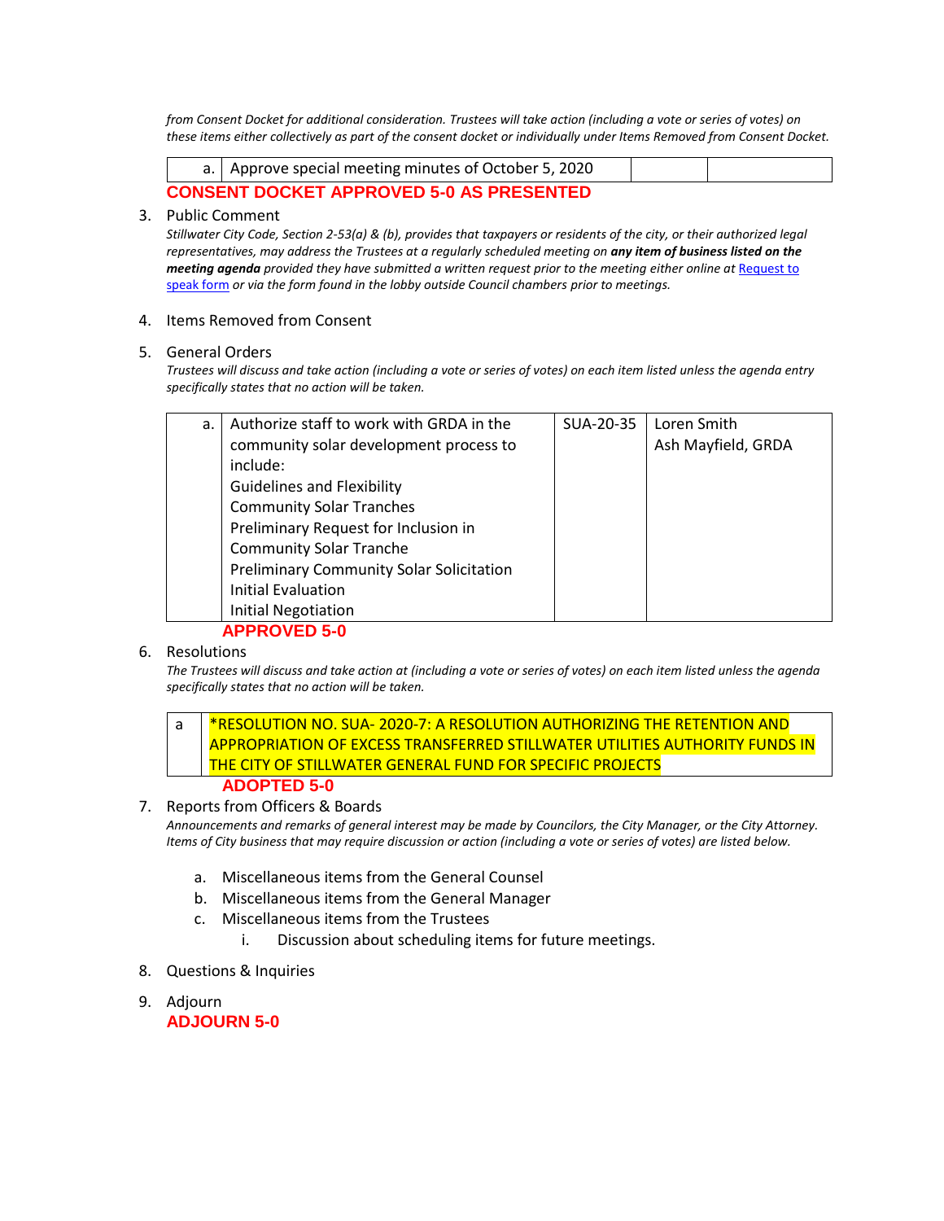*from Consent Docket for additional consideration. Trustees will take action (including a vote or series of votes) on these items either collectively as part of the consent docket or individually under Items Removed from Consent Docket.*

| | | | |
|---|---|---|---|
| a. | Approve special meeting minutes of October 5, 2020 | | |

**CONSENT DOCKET APPROVED 5-0 AS PRESENTED**

3. Public Comment

   *Stillwater City Code, Section 2-53(a) & (b), provides that taxpayers or residents of the city, or their authorized legal representatives, may address the Trustees at a regularly scheduled meeting on* ***any item of business listed on the meeting agenda*** *provided they have submitted a written request prior to the meeting either online at* [Request to speak form](Request to speak form) *or via the form found in the lobby outside Council chambers prior to meetings.*

4. Items Removed from Consent

5. General Orders

   *Trustees will discuss and take action (including a vote or series of votes) on each item listed unless the agenda entry specifically states that no action will be taken.*

| | | | |
|---|---|---|---|
| a. | Authorize staff to work with GRDA in the community solar development process to include:<br>Guidelines and Flexibility<br>Community Solar Tranches<br>Preliminary Request for Inclusion in Community Solar Tranche<br>Preliminary Community Solar Solicitation<br>Initial Evaluation<br>Initial Negotiation | SUA-20-35 | Loren Smith<br>Ash Mayfield, GRDA |

**APPROVED 5-0**

6. Resolutions

   *The Trustees will discuss and take action at (including a vote or series of votes) on each item listed unless the agenda specifically states that no action will be taken.*

| | |
|---|---|
| a | *RESOLUTION NO. SUA- 2020-7: A RESOLUTION AUTHORIZING THE RETENTION AND APPROPRIATION OF EXCESS TRANSFERRED STILLWATER UTILITIES AUTHORITY FUNDS IN THE CITY OF STILLWATER GENERAL FUND FOR SPECIFIC PROJECTS |

**ADOPTED 5-0**

7. Reports from Officers & Boards

   *Announcements and remarks of general interest may be made by Councilors, the City Manager, or the City Attorney. Items of City business that may require discussion or action (including a vote or series of votes) are listed below.*

   a. Miscellaneous items from the General Counsel
   b. Miscellaneous items from the General Manager
   c. Miscellaneous items from the Trustees
      i. Discussion about scheduling items for future meetings.

8. Questions & Inquiries

9. Adjourn

   **ADJOURN 5-0**